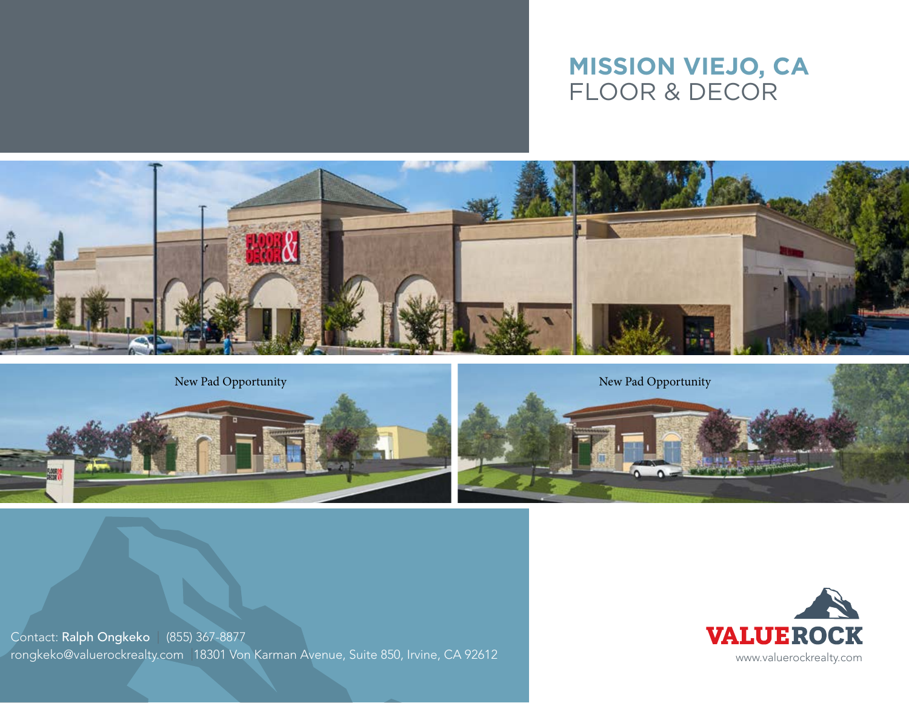# MISSION VIEJO, CA
## FLOOR & DECOR

New Pad Opportunity

New Pad Opportunity

Contact: **Ralph Ongkeko** | (855) 367-8877
rongkeko@valuerockrealty.com | 18301 Von Karman Avenue, Suite 850, Irvine, CA 92612

VALUEROCK
www.valuerockrealty.com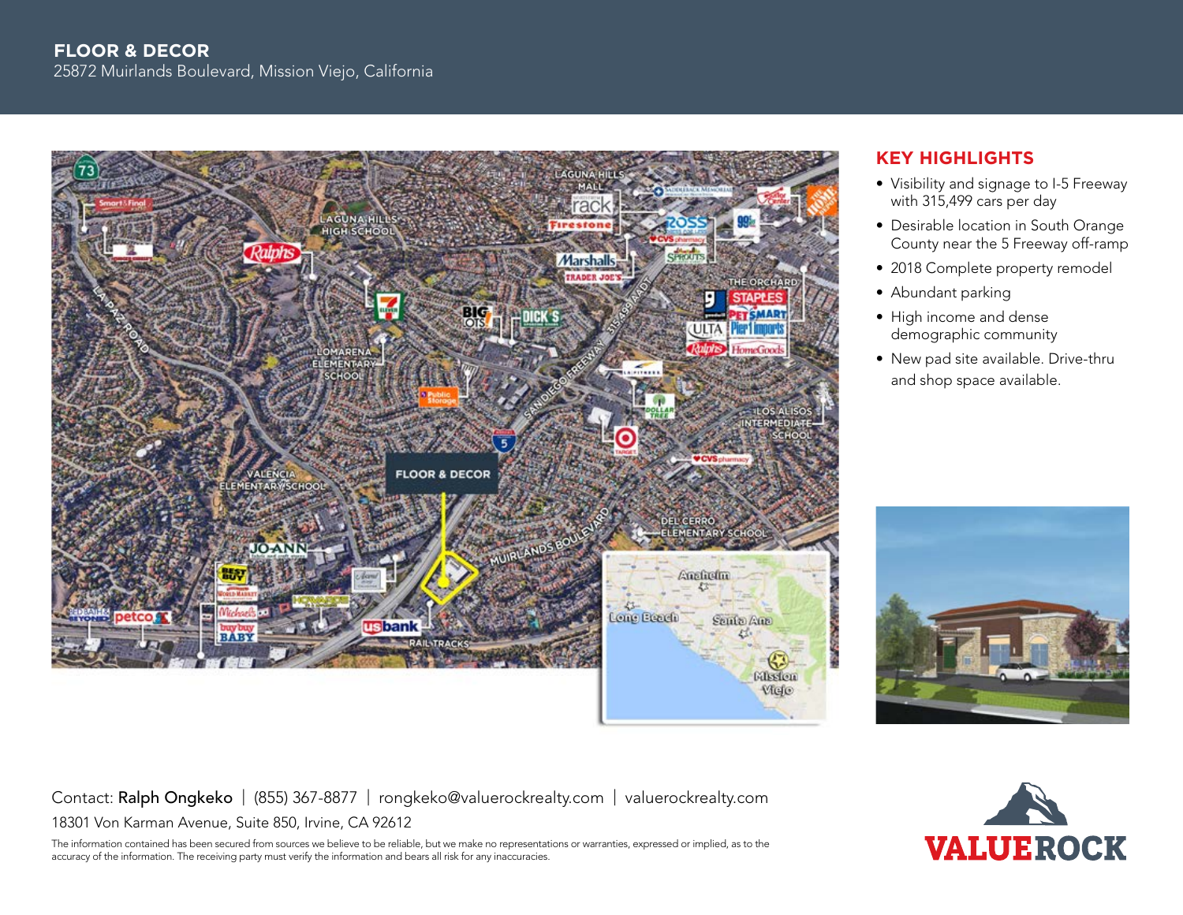# FLOOR & DECOR

25872 Muirlands Boulevard, Mission Viejo, California

## KEY HIGHLIGHTS

- Visibility and signage to I-5 Freeway with 315,499 cars per day
- Desirable location in South Orange County near the 5 Freeway off-ramp
- 2018 Complete property remodel
- Abundant parking
- High income and dense demographic community
- New pad site available. Drive-thru and shop space available.

Contact: **Ralph Ongkeko** | (855) 367-8877 | rongkeko@valuerockrealty.com | valuerockrealty.com

18301 Von Karman Avenue, Suite 850, Irvine, CA 92612

The information contained has been secured from sources we believe to be reliable, but we make no representations or warranties, expressed or implied, as to the accuracy of the information. The receiving party must verify the information and bears all risk for any inaccuracies.

VALUEROCK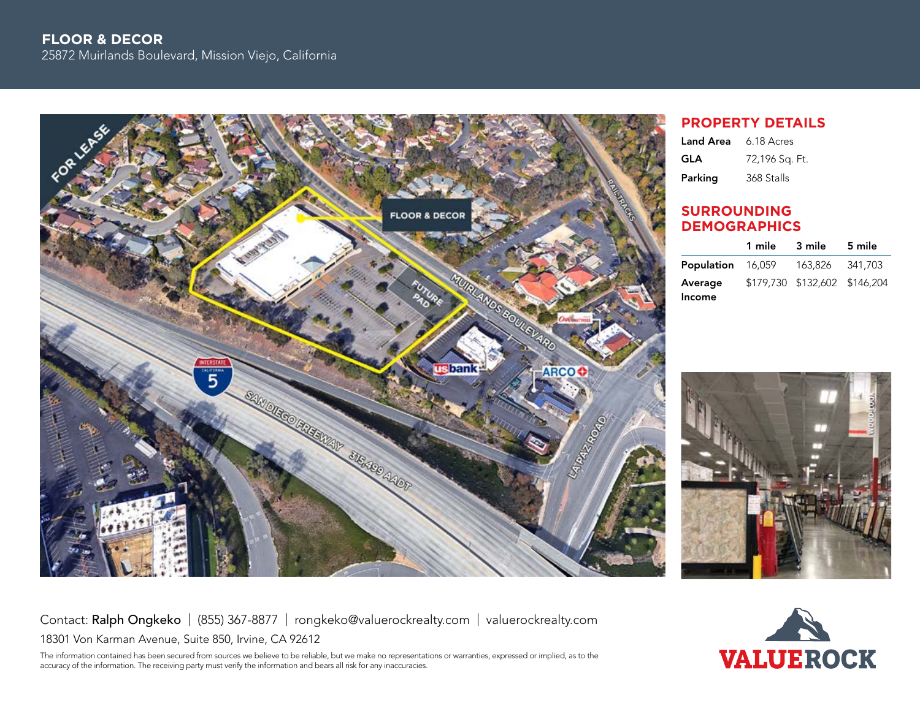# FLOOR & DECOR

25872 Muirlands Boulevard, Mission Viejo, California

## PROPERTY DETAILS

| | |
|---|---|
| **Land Area** | 6.18 Acres |
| **GLA** | 72,196 Sq. Ft. |
| **Parking** | 368 Stalls |

## SURROUNDING DEMOGRAPHICS

| | 1 mile | 3 mile | 5 mile |
|---|---|---|---|
| **Population** | 16,059 | 163,826 | 341,703 |
| **Average Income** | $179,730 | $132,602 | $146,204 |

Contact: **Ralph Ongkeko** | (855) 367-8877 | rongkeko@valuerockrealty.com | valuerockrealty.com

18301 Von Karman Avenue, Suite 850, Irvine, CA 92612

The information contained has been secured from sources we believe to be reliable, but we make no representations or warranties, expressed or implied, as to the accuracy of the information. The receiving party must verify the information and bears all risk for any inaccuracies.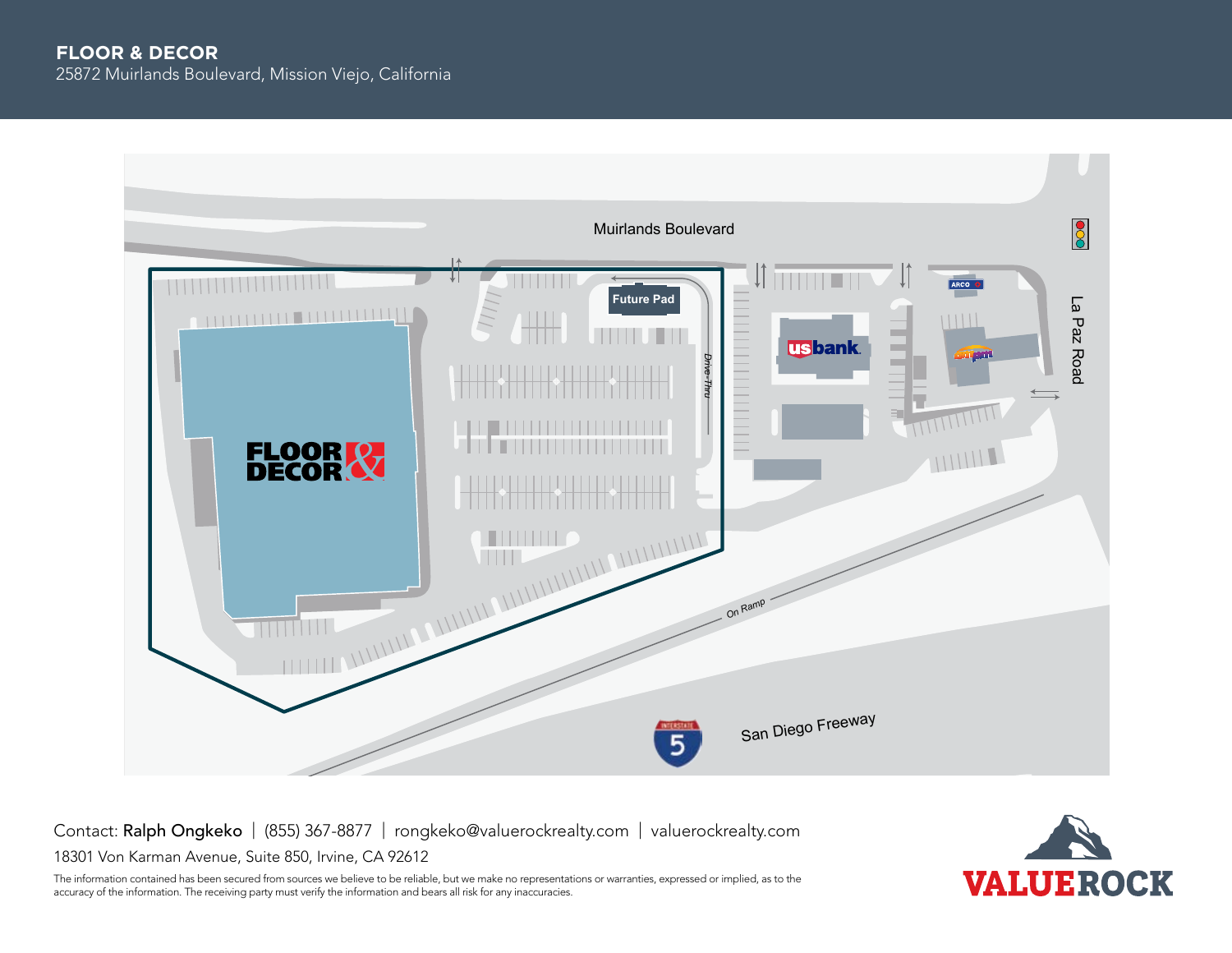**FLOOR & DECOR**
25872 Muirlands Boulevard, Mission Viejo, California

Muirlands Boulevard

La Paz Road

Future Pad

Drive-Thru

FLOOR & DECOR

us bank.

ARCO

On Ramp

San Diego Freeway

INTERSTATE 5

Contact: **Ralph Ongkeko** | (855) 367-8877 | rongkeko@valuerockrealty.com | valuerockrealty.com

18301 Von Karman Avenue, Suite 850, Irvine, CA 92612

The information contained has been secured from sources we believe to be reliable, but we make no representations or warranties, expressed or implied, as to the accuracy of the information. The receiving party must verify the information and bears all risk for any inaccuracies.

VALUEROCK